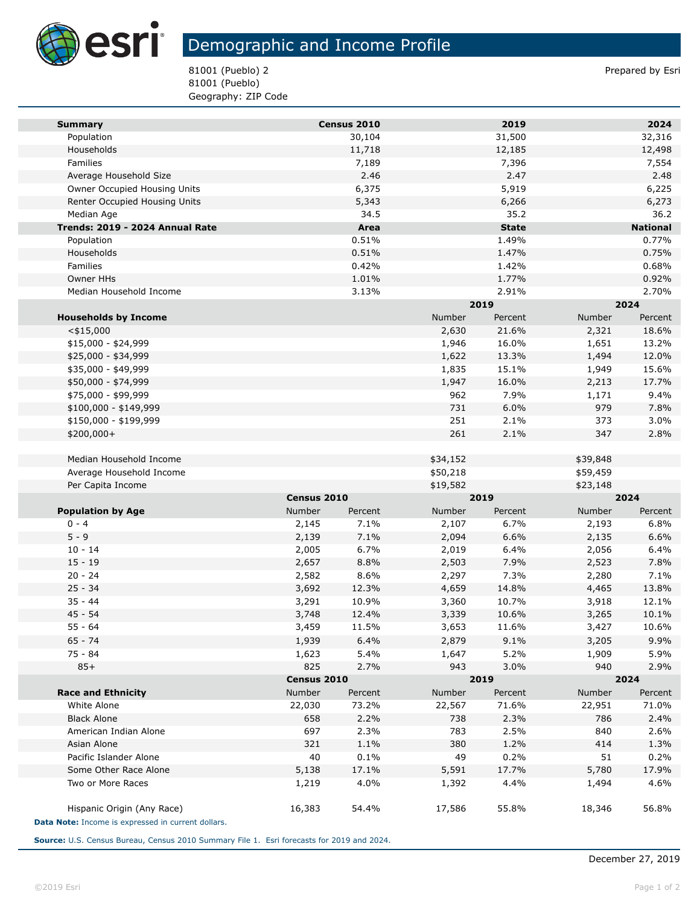# Demographic and Income Profile

81001 (Pueblo) 2
81001 (Pueblo)
Geography: ZIP Code

Prepared by Esri

| Summary | Census 2010 | 2019 | 2024 |
|---|---|---|---|
| Population | 30,104 | 31,500 | 32,316 |
| Households | 11,718 | 12,185 | 12,498 |
| Families | 7,189 | 7,396 | 7,554 |
| Average Household Size | 2.46 | 2.47 | 2.48 |
| Owner Occupied Housing Units | 6,375 | 5,919 | 6,225 |
| Renter Occupied Housing Units | 5,343 | 6,266 | 6,273 |
| Median Age | 34.5 | 35.2 | 36.2 |

| Trends: 2019 - 2024 Annual Rate | Area | State | National |
|---|---|---|---|
| Population | 0.51% | 1.49% | 0.77% |
| Households | 0.51% | 1.47% | 0.75% |
| Families | 0.42% | 1.42% | 0.68% |
| Owner HHs | 1.01% | 1.77% | 0.92% |
| Median Household Income | 3.13% | 2.91% | 2.70% |

| | 2019 | | 2024 | |
|---|---|---|---|---|
| Households by Income | Number | Percent | Number | Percent |
| <$15,000 | 2,630 | 21.6% | 2,321 | 18.6% |
| $15,000 - $24,999 | 1,946 | 16.0% | 1,651 | 13.2% |
| $25,000 - $34,999 | 1,622 | 13.3% | 1,494 | 12.0% |
| $35,000 - $49,999 | 1,835 | 15.1% | 1,949 | 15.6% |
| $50,000 - $74,999 | 1,947 | 16.0% | 2,213 | 17.7% |
| $75,000 - $99,999 | 962 | 7.9% | 1,171 | 9.4% |
| $100,000 - $149,999 | 731 | 6.0% | 979 | 7.8% |
| $150,000 - $199,999 | 251 | 2.1% | 373 | 3.0% |
| $200,000+ | 261 | 2.1% | 347 | 2.8% |
| | | | | |
| Median Household Income | $34,152 | | $39,848 | |
| Average Household Income | $50,218 | | $59,459 | |
| Per Capita Income | $19,582 | | $23,148 | |

| | Census 2010 | | 2019 | | 2024 | |
|---|---|---|---|---|---|---|
| Population by Age | Number | Percent | Number | Percent | Number | Percent |
| 0 - 4 | 2,145 | 7.1% | 2,107 | 6.7% | 2,193 | 6.8% |
| 5 - 9 | 2,139 | 7.1% | 2,094 | 6.6% | 2,135 | 6.6% |
| 10 - 14 | 2,005 | 6.7% | 2,019 | 6.4% | 2,056 | 6.4% |
| 15 - 19 | 2,657 | 8.8% | 2,503 | 7.9% | 2,523 | 7.8% |
| 20 - 24 | 2,582 | 8.6% | 2,297 | 7.3% | 2,280 | 7.1% |
| 25 - 34 | 3,692 | 12.3% | 4,659 | 14.8% | 4,465 | 13.8% |
| 35 - 44 | 3,291 | 10.9% | 3,360 | 10.7% | 3,918 | 12.1% |
| 45 - 54 | 3,748 | 12.4% | 3,339 | 10.6% | 3,265 | 10.1% |
| 55 - 64 | 3,459 | 11.5% | 3,653 | 11.6% | 3,427 | 10.6% |
| 65 - 74 | 1,939 | 6.4% | 2,879 | 9.1% | 3,205 | 9.9% |
| 75 - 84 | 1,623 | 5.4% | 1,647 | 5.2% | 1,909 | 5.9% |
| 85+ | 825 | 2.7% | 943 | 3.0% | 940 | 2.9% |

| | Census 2010 | | 2019 | | 2024 | |
|---|---|---|---|---|---|---|
| Race and Ethnicity | Number | Percent | Number | Percent | Number | Percent |
| White Alone | 22,030 | 73.2% | 22,567 | 71.6% | 22,951 | 71.0% |
| Black Alone | 658 | 2.2% | 738 | 2.3% | 786 | 2.4% |
| American Indian Alone | 697 | 2.3% | 783 | 2.5% | 840 | 2.6% |
| Asian Alone | 321 | 1.1% | 380 | 1.2% | 414 | 1.3% |
| Pacific Islander Alone | 40 | 0.1% | 49 | 0.2% | 51 | 0.2% |
| Some Other Race Alone | 5,138 | 17.1% | 5,591 | 17.7% | 5,780 | 17.9% |
| Two or More Races | 1,219 | 4.0% | 1,392 | 4.4% | 1,494 | 4.6% |
| | | | | | | |
| Hispanic Origin (Any Race) | 16,383 | 54.4% | 17,586 | 55.8% | 18,346 | 56.8% |

**Data Note:** Income is expressed in current dollars.

**Source:** U.S. Census Bureau, Census 2010 Summary File 1. Esri forecasts for 2019 and 2024.

December 27, 2019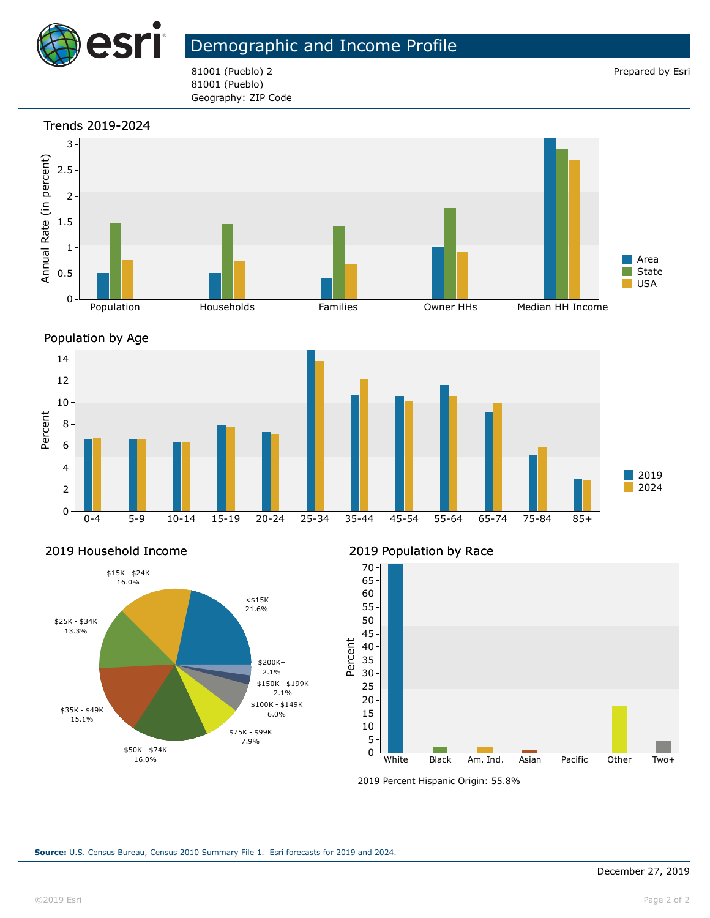# Demographic and Income Profile

81001 (Pueblo) 2
81001 (Pueblo)
Geography: ZIP Code

Prepared by Esri

## Trends 2019-2024

Annual Rate (in percent)

3
2.5
2
1.5
1
0.5
0

Population
Households
Families
Owner HHs
Median HH Income

Area
State
USA

## Population by Age

Percent

14
12
10
8
6
4
2
0

0-4
5-9
10-14
15-19
20-24
25-34
35-44
45-54
55-64
65-74
75-84
85+

2019
2024

## 2019 Household Income

<$15K
21.6%

$15K - $24K
16.0%

$25K - $34K
13.3%

$35K - $49K
15.1%

$50K - $74K
16.0%

$75K - $99K
7.9%

$100K - $149K
6.0%

$150K - $199K
2.1%

$200K+
2.1%

## 2019 Population by Race

Percent

70
65
60
55
50
45
40
35
30
25
20
15
10
5
0

White
Black
Am. Ind.
Asian
Pacific
Other
Two+

2019 Percent Hispanic Origin: 55.8%

**Source:** U.S. Census Bureau, Census 2010 Summary File 1. Esri forecasts for 2019 and 2024.

December 27, 2019

©2019 Esri